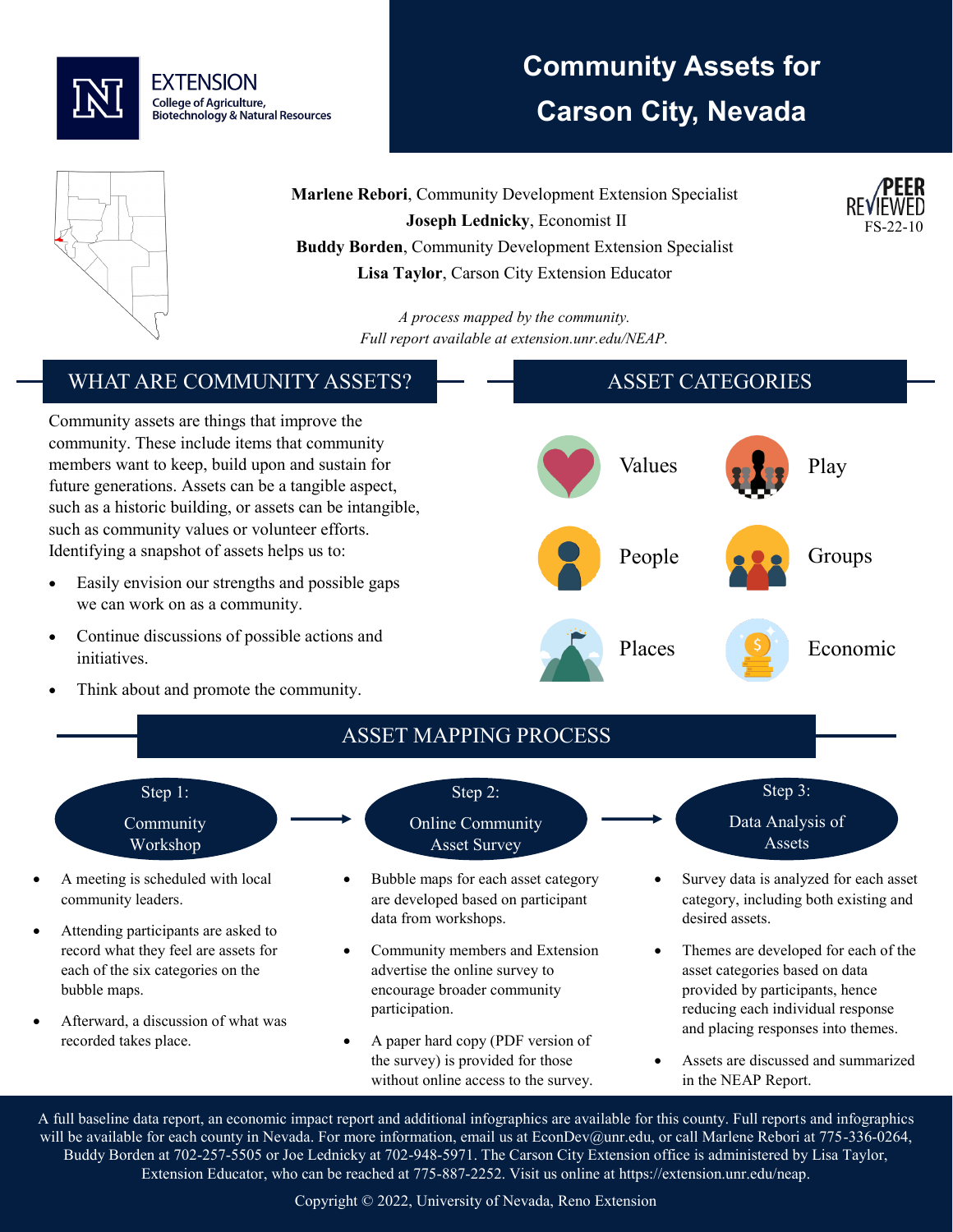EXTENSION
College of Agriculture, Biotechnology & Natural Resources

# Community Assets for Carson City, Nevada

PEER REVIEWED
FS-22-10

**Marlene Rebori**, Community Development Extension Specialist
**Joseph Lednicky**, Economist II
**Buddy Borden**, Community Development Extension Specialist
**Lisa Taylor**, Carson City Extension Educator

*A process mapped by the community.*
*Full report available at extension.unr.edu/NEAP.*

## WHAT ARE COMMUNITY ASSETS?

Community assets are things that improve the community. These include items that community members want to keep, build upon and sustain for future generations. Assets can be a tangible aspect, such as a historic building, or assets can be intangible, such as community values or volunteer efforts. Identifying a snapshot of assets helps us to:

- Easily envision our strengths and possible gaps we can work on as a community.
- Continue discussions of possible actions and initiatives.
- Think about and promote the community.

## ASSET CATEGORIES

- Values
- Play
- People
- Groups
- Places
- Economic

## ASSET MAPPING PROCESS

### Step 1: Community Workshop

- A meeting is scheduled with local community leaders.
- Attending participants are asked to record what they feel are assets for each of the six categories on the bubble maps.
- Afterward, a discussion of what was recorded takes place.

### Step 2: Online Community Asset Survey

- Bubble maps for each asset category are developed based on participant data from workshops.
- Community members and Extension advertise the online survey to encourage broader community participation.
- A paper hard copy (PDF version of the survey) is provided for those without online access to the survey.

### Step 3: Data Analysis of Assets

- Survey data is analyzed for each asset category, including both existing and desired assets.
- Themes are developed for each of the asset categories based on data provided by participants, hence reducing each individual response and placing responses into themes.
- Assets are discussed and summarized in the NEAP Report.

A full baseline data report, an economic impact report and additional infographics are available for this county. Full reports and infographics will be available for each county in Nevada. For more information, email us at EconDev@unr.edu, or call Marlene Rebori at 775-336-0264, Buddy Borden at 702-257-5505 or Joe Lednicky at 702-948-5971. The Carson City Extension office is administered by Lisa Taylor, Extension Educator, who can be reached at 775-887-2252. Visit us online at https://extension.unr.edu/neap.

Copyright © 2022, University of Nevada, Reno Extension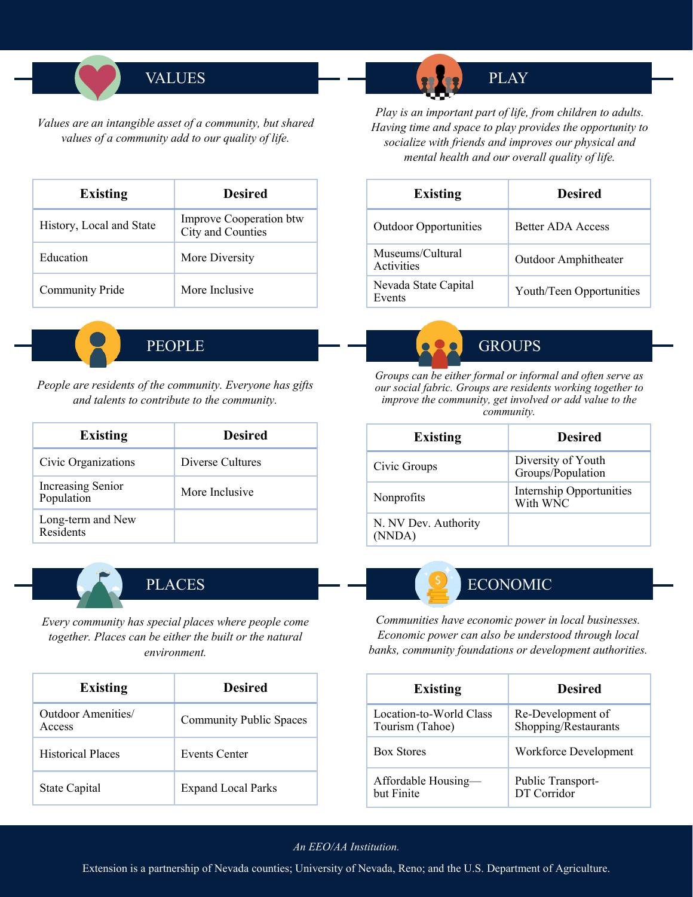## VALUES

*Values are an intangible asset of a community, but shared values of a community add to our quality of life.*

| Existing | Desired |
| --- | --- |
| History, Local and State | Improve Cooperation btw City and Counties |
| Education | More Diversity |
| Community Pride | More Inclusive |

## PLAY

*Play is an important part of life, from children to adults. Having time and space to play provides the opportunity to socialize with friends and improves our physical and mental health and our overall quality of life.*

| Existing | Desired |
| --- | --- |
| Outdoor Opportunities | Better ADA Access |
| Museums/Cultural Activities | Outdoor Amphitheater |
| Nevada State Capital Events | Youth/Teen Opportunities |

## PEOPLE

*People are residents of the community. Everyone has gifts and talents to contribute to the community.*

| Existing | Desired |
| --- | --- |
| Civic Organizations | Diverse Cultures |
| Increasing Senior Population | More Inclusive |
| Long-term and New Residents | |

## GROUPS

*Groups can be either formal or informal and often serve as our social fabric. Groups are residents working together to improve the community, get involved or add value to the community.*

| Existing | Desired |
| --- | --- |
| Civic Groups | Diversity of Youth Groups/Population |
| Nonprofits | Internship Opportunities With WNC |
| N. NV Dev. Authority (NNDA) | |

## PLACES

*Every community has special places where people come together. Places can be either the built or the natural environment.*

| Existing | Desired |
| --- | --- |
| Outdoor Amenities/ Access | Community Public Spaces |
| Historical Places | Events Center |
| State Capital | Expand Local Parks |

## ECONOMIC

*Communities have economic power in local businesses. Economic power can also be understood through local banks, community foundations or development authorities.*

| Existing | Desired |
| --- | --- |
| Location-to-World Class Tourism (Tahoe) | Re-Development of Shopping/Restaurants |
| Box Stores | Workforce Development |
| Affordable Housing—but Finite | Public Transport-DT Corridor |

*An EEO/AA Institution.*

Extension is a partnership of Nevada counties; University of Nevada, Reno; and the U.S. Department of Agriculture.